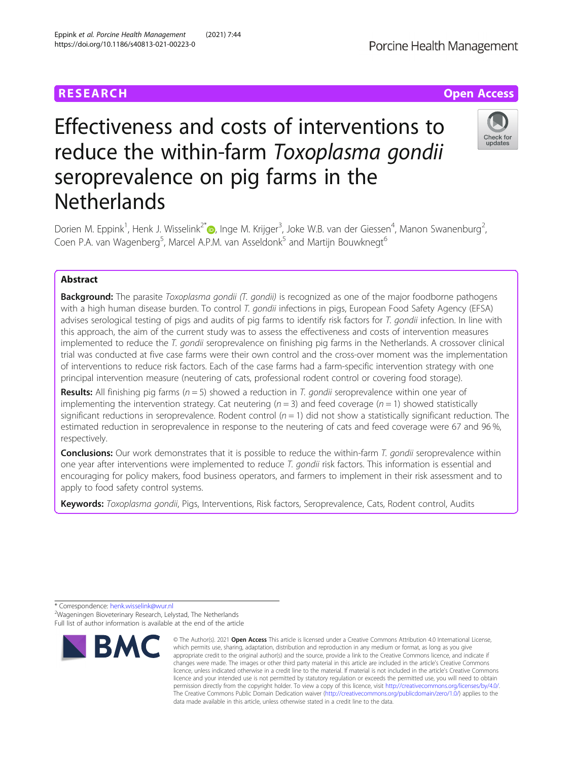RESEARCH

Open Access

# Effectiveness and costs of interventions to reduce the within-farm *Toxoplasma gondii* seroprevalence on pig farms in the Netherlands

Dorien M. Eppink[1], Henk J. Wisselink[2*], Inge M. Krijger[3], Joke W.B. van der Giessen[4], Manon Swanenburg[2], Coen P.A. van Wagenberg[5], Marcel A.P.M. van Asseldonk[5] and Martijn Bouwknegt[6]

## Abstract

**Background:** The parasite *Toxoplasma gondii (T. gondii)* is recognized as one of the major foodborne pathogens with a high human disease burden. To control *T. gondii* infections in pigs, European Food Safety Agency (EFSA) advises serological testing of pigs and audits of pig farms to identify risk factors for *T. gondii* infection. In line with this approach, the aim of the current study was to assess the effectiveness and costs of intervention measures implemented to reduce the *T. gondii* seroprevalence on finishing pig farms in the Netherlands. A crossover clinical trial was conducted at five case farms were their own control and the cross-over moment was the implementation of interventions to reduce risk factors. Each of the case farms had a farm-specific intervention strategy with one principal intervention measure (neutering of cats, professional rodent control or covering food storage).

**Results:** All finishing pig farms ($n = 5$) showed a reduction in *T. gondii* seroprevalence within one year of implementing the intervention strategy. Cat neutering ($n = 3$) and feed coverage ($n = 1$) showed statistically significant reductions in seroprevalence. Rodent control ($n = 1$) did not show a statistically significant reduction. The estimated reduction in seroprevalence in response to the neutering of cats and feed coverage were 67 and 96 %, respectively.

**Conclusions:** Our work demonstrates that it is possible to reduce the within-farm *T. gondii* seroprevalence within one year after interventions were implemented to reduce *T. gondii* risk factors. This information is essential and encouraging for policy makers, food business operators, and farmers to implement in their risk assessment and to apply to food safety control systems.

**Keywords:** *Toxoplasma gondii*, Pigs, Interventions, Risk factors, Seroprevalence, Cats, Rodent control, Audits

\* Correspondence: henk.wisselink@wur.nl

[2]Wageningen Bioveterinary Research, Lelystad, The Netherlands

Full list of author information is available at the end of the article

© The Author(s). 2021 **Open Access** This article is licensed under a Creative Commons Attribution 4.0 International License, which permits use, sharing, adaptation, distribution and reproduction in any medium or format, as long as you give appropriate credit to the original author(s) and the source, provide a link to the Creative Commons licence, and indicate if changes were made. The images or other third party material in this article are included in the article's Creative Commons licence, unless indicated otherwise in a credit line to the material. If material is not included in the article's Creative Commons licence and your intended use is not permitted by statutory regulation or exceeds the permitted use, you will need to obtain permission directly from the copyright holder. To view a copy of this licence, visit http://creativecommons.org/licenses/by/4.0/. The Creative Commons Public Domain Dedication waiver (http://creativecommons.org/publicdomain/zero/1.0/) applies to the data made available in this article, unless otherwise stated in a credit line to the data.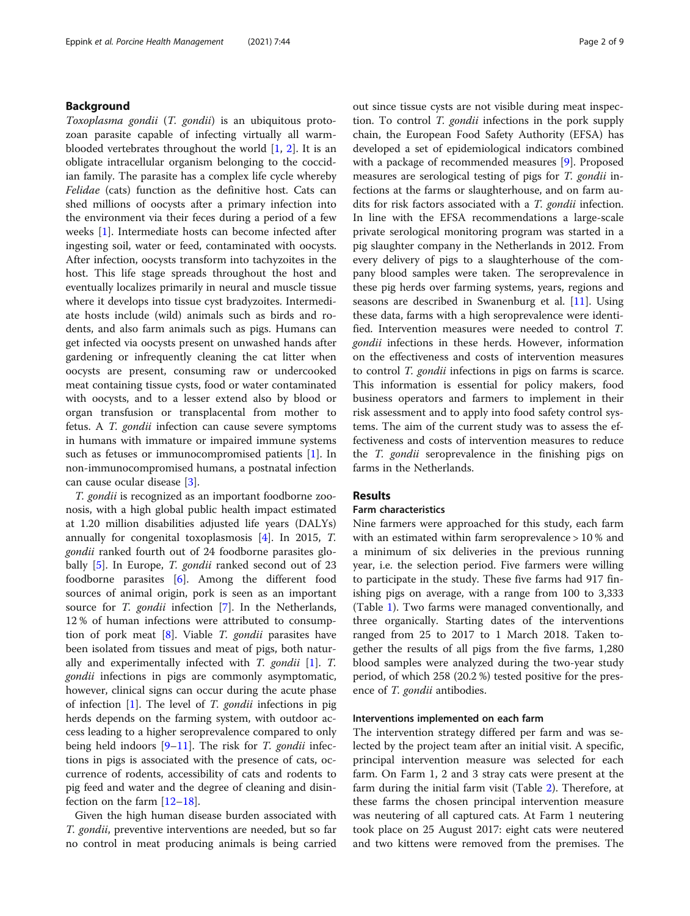## Background

*Toxoplasma gondii* (*T. gondii*) is an ubiquitous protozoan parasite capable of infecting virtually all warm-blooded vertebrates throughout the world [1, 2]. It is an obligate intracellular organism belonging to the coccidian family. The parasite has a complex life cycle whereby *Felidae* (cats) function as the definitive host. Cats can shed millions of oocysts after a primary infection into the environment via their feces during a period of a few weeks [1]. Intermediate hosts can become infected after ingesting soil, water or feed, contaminated with oocysts. After infection, oocysts transform into tachyzoites in the host. This life stage spreads throughout the host and eventually localizes primarily in neural and muscle tissue where it develops into tissue cyst bradyzoites. Intermediate hosts include (wild) animals such as birds and rodents, and also farm animals such as pigs. Humans can get infected via oocysts present on unwashed hands after gardening or infrequently cleaning the cat litter when oocysts are present, consuming raw or undercooked meat containing tissue cysts, food or water contaminated with oocysts, and to a lesser extend also by blood or organ transfusion or transplacental from mother to fetus. A *T. gondii* infection can cause severe symptoms in humans with immature or impaired immune systems such as fetuses or immunocompromised patients [1]. In non-immunocompromised humans, a postnatal infection can cause ocular disease [3].

*T. gondii* is recognized as an important foodborne zoonosis, with a high global public health impact estimated at 1.20 million disabilities adjusted life years (DALYs) annually for congenital toxoplasmosis [4]. In 2015, *T. gondii* ranked fourth out of 24 foodborne parasites globally [5]. In Europe, *T. gondii* ranked second out of 23 foodborne parasites [6]. Among the different food sources of animal origin, pork is seen as an important source for *T. gondii* infection [7]. In the Netherlands, 12 % of human infections were attributed to consumption of pork meat [8]. Viable *T. gondii* parasites have been isolated from tissues and meat of pigs, both naturally and experimentally infected with *T. gondii* [1]. *T. gondii* infections in pigs are commonly asymptomatic, however, clinical signs can occur during the acute phase of infection [1]. The level of *T. gondii* infections in pig herds depends on the farming system, with outdoor access leading to a higher seroprevalence compared to only being held indoors [9–11]. The risk for *T. gondii* infections in pigs is associated with the presence of cats, occurrence of rodents, accessibility of cats and rodents to pig feed and water and the degree of cleaning and disinfection on the farm [12–18].

Given the high human disease burden associated with *T. gondii*, preventive interventions are needed, but so far no control in meat producing animals is being carried out since tissue cysts are not visible during meat inspection. To control *T. gondii* infections in the pork supply chain, the European Food Safety Authority (EFSA) has developed a set of epidemiological indicators combined with a package of recommended measures [9]. Proposed measures are serological testing of pigs for *T. gondii* infections at the farms or slaughterhouse, and on farm audits for risk factors associated with a *T. gondii* infection. In line with the EFSA recommendations a large-scale private serological monitoring program was started in a pig slaughter company in the Netherlands in 2012. From every delivery of pigs to a slaughterhouse of the company blood samples were taken. The seroprevalence in these pig herds over farming systems, years, regions and seasons are described in Swanenburg et al. [11]. Using these data, farms with a high seroprevalence were identified. Intervention measures were needed to control *T. gondii* infections in these herds. However, information on the effectiveness and costs of intervention measures to control *T. gondii* infections in pigs on farms is scarce. This information is essential for policy makers, food business operators and farmers to implement in their risk assessment and to apply into food safety control systems. The aim of the current study was to assess the effectiveness and costs of intervention measures to reduce the *T. gondii* seroprevalence in the finishing pigs on farms in the Netherlands.

## Results

### Farm characteristics

Nine farmers were approached for this study, each farm with an estimated within farm seroprevalence > 10 % and a minimum of six deliveries in the previous running year, i.e. the selection period. Five farmers were willing to participate in the study. These five farms had 917 finishing pigs on average, with a range from 100 to 3,333 (Table 1). Two farms were managed conventionally, and three organically. Starting dates of the interventions ranged from 25 to 2017 to 1 March 2018. Taken together the results of all pigs from the five farms, 1,280 blood samples were analyzed during the two-year study period, of which 258 (20.2 %) tested positive for the presence of *T. gondii* antibodies.

### Interventions implemented on each farm

The intervention strategy differed per farm and was selected by the project team after an initial visit. A specific, principal intervention measure was selected for each farm. On Farm 1, 2 and 3 stray cats were present at the farm during the initial farm visit (Table 2). Therefore, at these farms the chosen principal intervention measure was neutering of all captured cats. At Farm 1 neutering took place on 25 August 2017: eight cats were neutered and two kittens were removed from the premises. The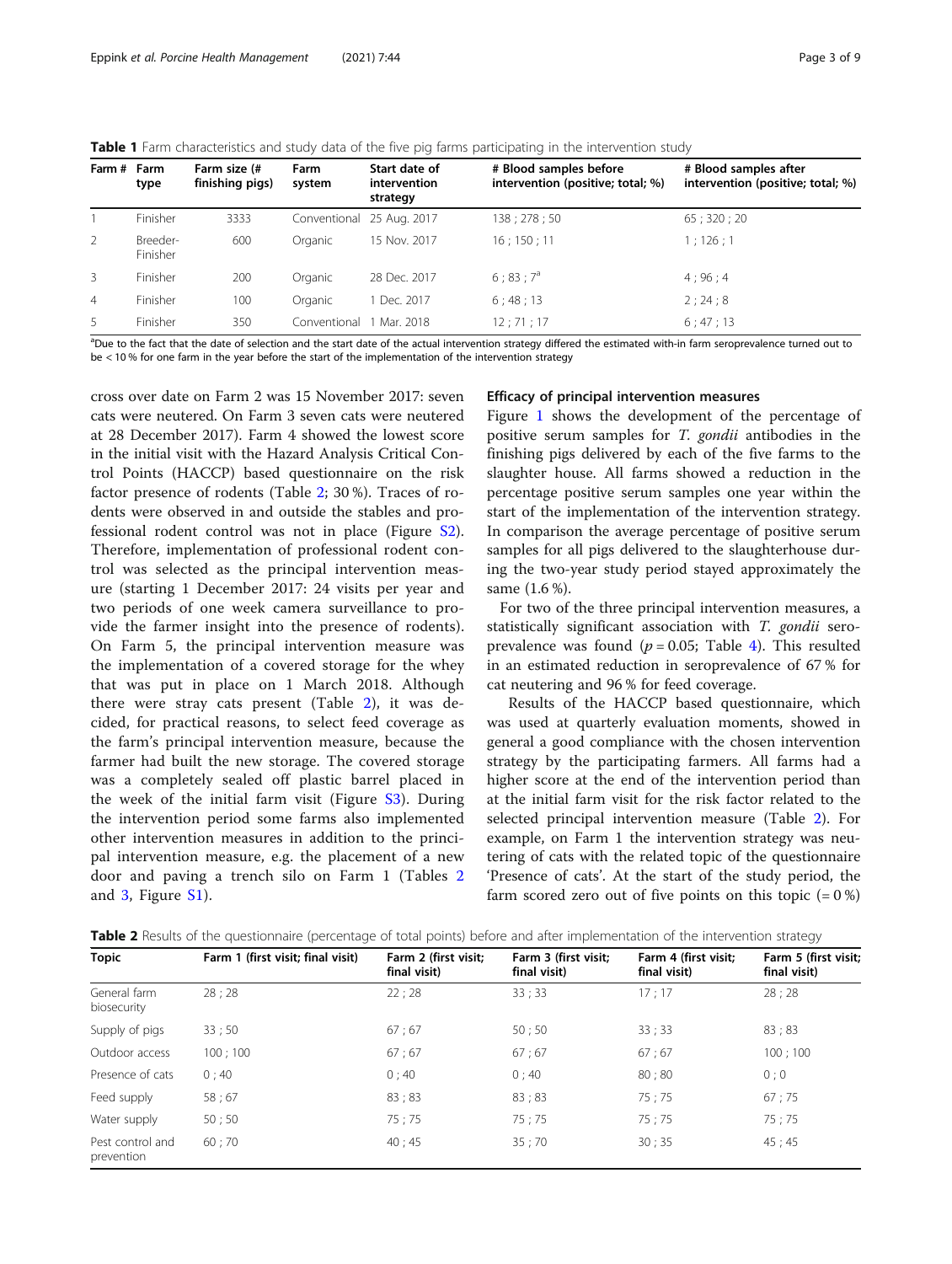**Table 1** Farm characteristics and study data of the five pig farms participating in the intervention study

| Farm # | Farm type | Farm size (# finishing pigs) | Farm system | Start date of intervention strategy | # Blood samples before intervention (positive; total; %) | # Blood samples after intervention (positive; total; %) |
|---|---|---|---|---|---|---|
| 1 | Finisher | 3333 | Conventional | 25 Aug. 2017 | 138 ; 278 ; 50 | 65 ; 320 ; 20 |
| 2 | Breeder-Finisher | 600 | Organic | 15 Nov. 2017 | 16 ; 150 ; 11 | 1 ; 126 ; 1 |
| 3 | Finisher | 200 | Organic | 28 Dec. 2017 | 6 ; 83 ; 7[a] | 4 ; 96 ; 4 |
| 4 | Finisher | 100 | Organic | 1 Dec. 2017 | 6 ; 48 ; 13 | 2 ; 24 ; 8 |
| 5 | Finisher | 350 | Conventional | 1 Mar. 2018 | 12 ; 71 ; 17 | 6 ; 47 ; 13 |

[a]Due to the fact that the date of selection and the start date of the actual intervention strategy differed the estimated with-in farm seroprevalence turned out to be < 10 % for one farm in the year before the start of the implementation of the intervention strategy

cross over date on Farm 2 was 15 November 2017: seven cats were neutered. On Farm 3 seven cats were neutered at 28 December 2017). Farm 4 showed the lowest score in the initial visit with the Hazard Analysis Critical Control Points (HACCP) based questionnaire on the risk factor presence of rodents (Table 2; 30 %). Traces of rodents were observed in and outside the stables and professional rodent control was not in place (Figure S2). Therefore, implementation of professional rodent control was selected as the principal intervention measure (starting 1 December 2017: 24 visits per year and two periods of one week camera surveillance to provide the farmer insight into the presence of rodents). On Farm 5, the principal intervention measure was the implementation of a covered storage for the whey that was put in place on 1 March 2018. Although there were stray cats present (Table 2), it was decided, for practical reasons, to select feed coverage as the farm's principal intervention measure, because the farmer had built the new storage. The covered storage was a completely sealed off plastic barrel placed in the week of the initial farm visit (Figure S3). During the intervention period some farms also implemented other intervention measures in addition to the principal intervention measure, e.g. the placement of a new door and paving a trench silo on Farm 1 (Tables 2 and 3, Figure S1).

### Efficacy of principal intervention measures

Figure 1 shows the development of the percentage of positive serum samples for *T. gondii* antibodies in the finishing pigs delivered by each of the five farms to the slaughter house. All farms showed a reduction in the percentage positive serum samples one year within the start of the implementation of the intervention strategy. In comparison the average percentage of positive serum samples for all pigs delivered to the slaughterhouse during the two-year study period stayed approximately the same (1.6 %).

For two of the three principal intervention measures, a statistically significant association with *T. gondii* seroprevalence was found ($p = 0.05$; Table 4). This resulted in an estimated reduction in seroprevalence of 67 % for cat neutering and 96 % for feed coverage.

Results of the HACCP based questionnaire, which was used at quarterly evaluation moments, showed in general a good compliance with the chosen intervention strategy by the participating farmers. All farms had a higher score at the end of the intervention period than at the initial farm visit for the risk factor related to the selected principal intervention measure (Table 2). For example, on Farm 1 the intervention strategy was neutering of cats with the related topic of the questionnaire 'Presence of cats'. At the start of the study period, the farm scored zero out of five points on this topic (= 0 %)

**Table 2** Results of the questionnaire (percentage of total points) before and after implementation of the intervention strategy

| Topic | Farm 1 (first visit; final visit) | Farm 2 (first visit; final visit) | Farm 3 (first visit; final visit) | Farm 4 (first visit; final visit) | Farm 5 (first visit; final visit) |
|---|---|---|---|---|---|
| General farm biosecurity | 28 ; 28 | 22 ; 28 | 33 ; 33 | 17 ; 17 | 28 ; 28 |
| Supply of pigs | 33 ; 50 | 67 ; 67 | 50 ; 50 | 33 ; 33 | 83 ; 83 |
| Outdoor access | 100 ; 100 | 67 ; 67 | 67 ; 67 | 67 ; 67 | 100 ; 100 |
| Presence of cats | 0 ; 40 | 0 ; 40 | 0 ; 40 | 80 ; 80 | 0 ; 0 |
| Feed supply | 58 ; 67 | 83 ; 83 | 83 ; 83 | 75 ; 75 | 67 ; 75 |
| Water supply | 50 ; 50 | 75 ; 75 | 75 ; 75 | 75 ; 75 | 75 ; 75 |
| Pest control and prevention | 60 ; 70 | 40 ; 45 | 35 ; 70 | 30 ; 35 | 45 ; 45 |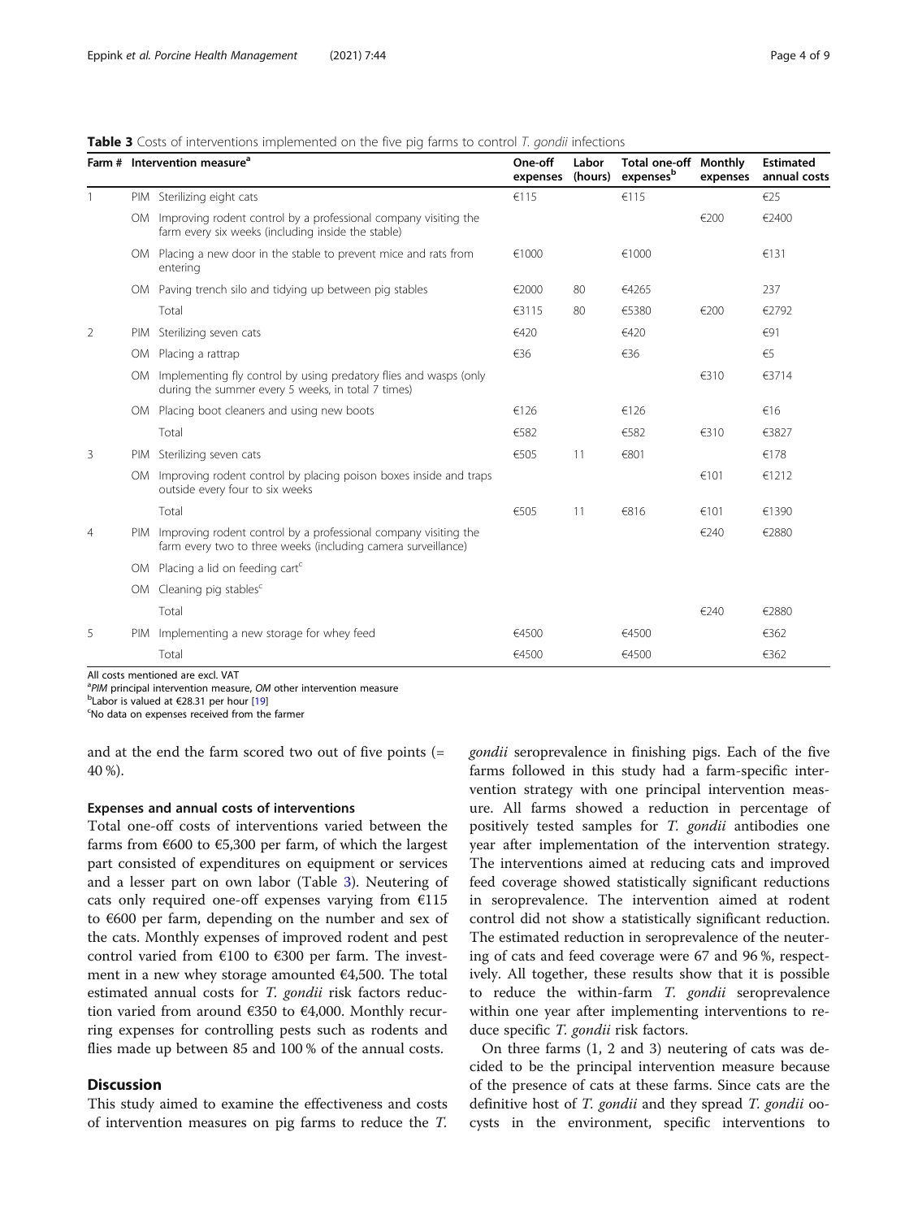**Table 3** Costs of interventions implemented on the five pig farms to control *T. gondii* infections

| Farm # | Intervention measure[a] | | One-off expenses | Labor (hours) | Total one-off expenses[b] | Monthly expenses | Estimated annual costs |
|---|---|---|---|---|---|---|---|
| 1 | PIM | Sterilizing eight cats | €115 | | €115 | | €25 |
| | OM | Improving rodent control by a professional company visiting the farm every six weeks (including inside the stable) | | | | €200 | €2400 |
| | OM | Placing a new door in the stable to prevent mice and rats from entering | €1000 | | €1000 | | €131 |
| | OM | Paving trench silo and tidying up between pig stables | €2000 | 80 | €4265 | | 237 |
| | | Total | €3115 | 80 | €5380 | €200 | €2792 |
| 2 | PIM | Sterilizing seven cats | €420 | | €420 | | €91 |
| | OM | Placing a rattrap | €36 | | €36 | | €5 |
| | OM | Implementing fly control by using predatory flies and wasps (only during the summer every 5 weeks, in total 7 times) | | | | €310 | €3714 |
| | OM | Placing boot cleaners and using new boots | €126 | | €126 | | €16 |
| | | Total | €582 | | €582 | €310 | €3827 |
| 3 | PIM | Sterilizing seven cats | €505 | 11 | €801 | | €178 |
| | OM | Improving rodent control by placing poison boxes inside and traps outside every four to six weeks | | | | €101 | €1212 |
| | | Total | €505 | 11 | €816 | €101 | €1390 |
| 4 | PIM | Improving rodent control by a professional company visiting the farm every two to three weeks (including camera surveillance) | | | | €240 | €2880 |
| | OM | Placing a lid on feeding cart[c] | | | | | |
| | OM | Cleaning pig stables[c] | | | | | |
| | | Total | | | | €240 | €2880 |
| 5 | PIM | Implementing a new storage for whey feed | €4500 | | €4500 | | €362 |
| | | Total | €4500 | | €4500 | | €362 |

All costs mentioned are excl. VAT

[a] *PIM* principal intervention measure, *OM* other intervention measure

[b] Labor is valued at €28.31 per hour [19]

[c] No data on expenses received from the farmer

and at the end the farm scored two out of five points (= 40 %).

### Expenses and annual costs of interventions

Total one-off costs of interventions varied between the farms from €600 to €5,300 per farm, of which the largest part consisted of expenditures on equipment or services and a lesser part on own labor (Table 3). Neutering of cats only required one-off expenses varying from €115 to €600 per farm, depending on the number and sex of the cats. Monthly expenses of improved rodent and pest control varied from €100 to €300 per farm. The investment in a new whey storage amounted €4,500. The total estimated annual costs for *T. gondii* risk factors reduction varied from around €350 to €4,000. Monthly recurring expenses for controlling pests such as rodents and flies made up between 85 and 100 % of the annual costs.

## Discussion

This study aimed to examine the effectiveness and costs of intervention measures on pig farms to reduce the *T. gondii* seroprevalence in finishing pigs. Each of the five farms followed in this study had a farm-specific intervention strategy with one principal intervention measure. All farms showed a reduction in percentage of positively tested samples for *T. gondii* antibodies one year after implementation of the intervention strategy. The interventions aimed at reducing cats and improved feed coverage showed statistically significant reductions in seroprevalence. The intervention aimed at rodent control did not show a statistically significant reduction. The estimated reduction in seroprevalence of the neutering of cats and feed coverage were 67 and 96 %, respectively. All together, these results show that it is possible to reduce the within-farm *T. gondii* seroprevalence within one year after implementing interventions to reduce specific *T. gondii* risk factors.

On three farms (1, 2 and 3) neutering of cats was decided to be the principal intervention measure because of the presence of cats at these farms. Since cats are the definitive host of *T. gondii* and they spread *T. gondii* oocysts in the environment, specific interventions to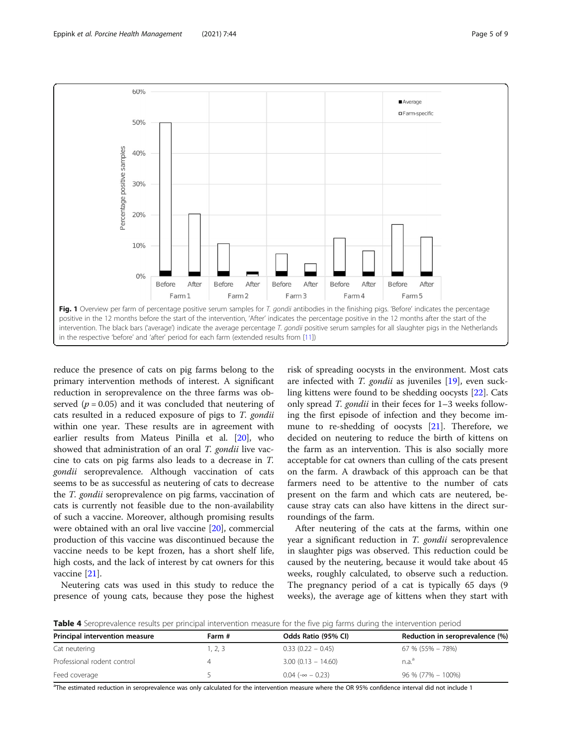**Fig. 1** Overview per farm of percentage positive serum samples for *T. gondii* antibodies in the finishing pigs. 'Before' indicates the percentage positive in the 12 months before the start of the intervention, 'After' indicates the percentage positive in the 12 months after the start of the intervention. The black bars ('average') indicate the average percentage *T. gondii* positive serum samples for all slaughter pigs in the Netherlands in the respective 'before' and 'after' period for each farm (extended results from [11])

reduce the presence of cats on pig farms belong to the primary intervention methods of interest. A significant reduction in seroprevalence on the three farms was observed ($p = 0.05$) and it was concluded that neutering of cats resulted in a reduced exposure of pigs to *T. gondii* within one year. These results are in agreement with earlier results from Mateus Pinilla et al. [20], who showed that administration of an oral *T. gondii* live vaccine to cats on pig farms also leads to a decrease in *T. gondii* seroprevalence. Although vaccination of cats seems to be as successful as neutering of cats to decrease the *T. gondii* seroprevalence on pig farms, vaccination of cats is currently not feasible due to the non-availability of such a vaccine. Moreover, although promising results were obtained with an oral live vaccine [20], commercial production of this vaccine was discontinued because the vaccine needs to be kept frozen, has a short shelf life, high costs, and the lack of interest by cat owners for this vaccine [21].

Neutering cats was used in this study to reduce the presence of young cats, because they pose the highest risk of spreading oocysts in the environment. Most cats are infected with *T. gondii* as juveniles [19], even suckling kittens were found to be shedding oocysts [22]. Cats only spread *T. gondii* in their feces for 1–3 weeks following the first episode of infection and they become immune to re-shedding of oocysts [21]. Therefore, we decided on neutering to reduce the birth of kittens on the farm as an intervention. This is also socially more acceptable for cat owners than culling of the cats present on the farm. A drawback of this approach can be that farmers need to be attentive to the number of cats present on the farm and which cats are neutered, because stray cats can also have kittens in the direct surroundings of the farm.

After neutering of the cats at the farms, within one year a significant reduction in *T. gondii* seroprevalence in slaughter pigs was observed. This reduction could be caused by the neutering, because it would take about 45 weeks, roughly calculated, to observe such a reduction. The pregnancy period of a cat is typically 65 days (9 weeks), the average age of kittens when they start with

**Table 4** Seroprevalence results per principal intervention measure for the five pig farms during the intervention period

| Principal intervention measure | Farm # | Odds Ratio (95% CI) | Reduction in seroprevalence (%) |
|---|---|---|---|
| Cat neutering | 1, 2, 3 | 0.33 (0.22 – 0.45) | 67 % (55% – 78%) |
| Professional rodent control | 4 | 3.00 (0.13 – 14.60) | n.a.[a] |
| Feed coverage | 5 | 0.04 ($-\infty$ – 0.23) | 96 % (77% – 100%) |

[a]The estimated reduction in seroprevalence was only calculated for the intervention measure where the OR 95% confidence interval did not include 1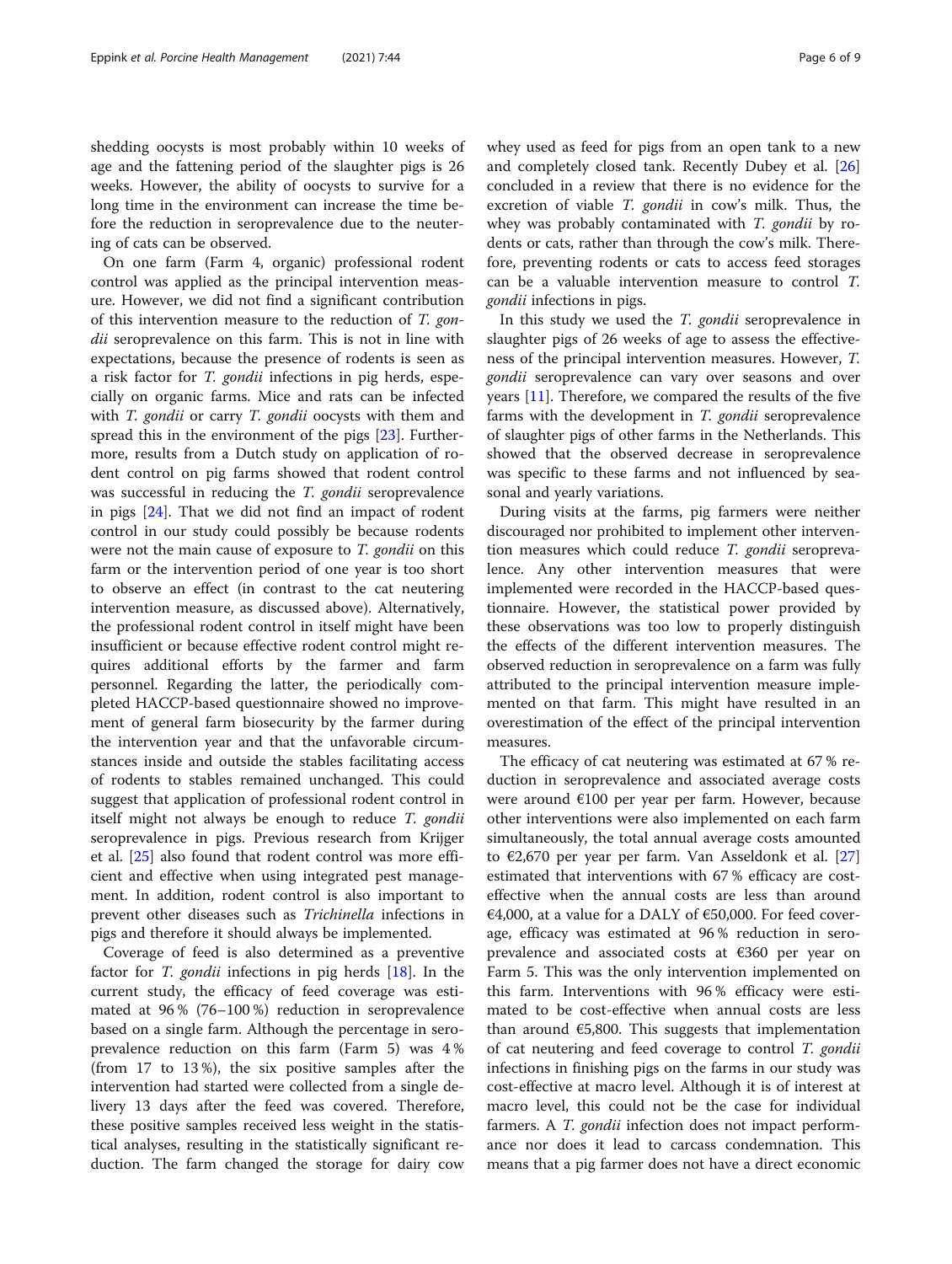shedding oocysts is most probably within 10 weeks of age and the fattening period of the slaughter pigs is 26 weeks. However, the ability of oocysts to survive for a long time in the environment can increase the time before the reduction in seroprevalence due to the neutering of cats can be observed.

On one farm (Farm 4, organic) professional rodent control was applied as the principal intervention measure. However, we did not find a significant contribution of this intervention measure to the reduction of *T. gondii* seroprevalence on this farm. This is not in line with expectations, because the presence of rodents is seen as a risk factor for *T. gondii* infections in pig herds, especially on organic farms. Mice and rats can be infected with *T. gondii* or carry *T. gondii* oocysts with them and spread this in the environment of the pigs [23]. Furthermore, results from a Dutch study on application of rodent control on pig farms showed that rodent control was successful in reducing the *T. gondii* seroprevalence in pigs [24]. That we did not find an impact of rodent control in our study could possibly be because rodents were not the main cause of exposure to *T. gondii* on this farm or the intervention period of one year is too short to observe an effect (in contrast to the cat neutering intervention measure, as discussed above). Alternatively, the professional rodent control in itself might have been insufficient or because effective rodent control might requires additional efforts by the farmer and farm personnel. Regarding the latter, the periodically completed HACCP-based questionnaire showed no improvement of general farm biosecurity by the farmer during the intervention year and that the unfavorable circumstances inside and outside the stables facilitating access of rodents to stables remained unchanged. This could suggest that application of professional rodent control in itself might not always be enough to reduce *T. gondii* seroprevalence in pigs. Previous research from Krijger et al. [25] also found that rodent control was more efficient and effective when using integrated pest management. In addition, rodent control is also important to prevent other diseases such as *Trichinella* infections in pigs and therefore it should always be implemented.

Coverage of feed is also determined as a preventive factor for *T. gondii* infections in pig herds [18]. In the current study, the efficacy of feed coverage was estimated at 96 % (76–100 %) reduction in seroprevalence based on a single farm. Although the percentage in seroprevalence reduction on this farm (Farm 5) was 4 % (from 17 to 13 %), the six positive samples after the intervention had started were collected from a single delivery 13 days after the feed was covered. Therefore, these positive samples received less weight in the statistical analyses, resulting in the statistically significant reduction. The farm changed the storage for dairy cow whey used as feed for pigs from an open tank to a new and completely closed tank. Recently Dubey et al. [26] concluded in a review that there is no evidence for the excretion of viable *T. gondii* in cow's milk. Thus, the whey was probably contaminated with *T. gondii* by rodents or cats, rather than through the cow's milk. Therefore, preventing rodents or cats to access feed storages can be a valuable intervention measure to control *T. gondii* infections in pigs.

In this study we used the *T. gondii* seroprevalence in slaughter pigs of 26 weeks of age to assess the effectiveness of the principal intervention measures. However, *T. gondii* seroprevalence can vary over seasons and over years [11]. Therefore, we compared the results of the five farms with the development in *T. gondii* seroprevalence of slaughter pigs of other farms in the Netherlands. This showed that the observed decrease in seroprevalence was specific to these farms and not influenced by seasonal and yearly variations.

During visits at the farms, pig farmers were neither discouraged nor prohibited to implement other intervention measures which could reduce *T. gondii* seroprevalence. Any other intervention measures that were implemented were recorded in the HACCP-based questionnaire. However, the statistical power provided by these observations was too low to properly distinguish the effects of the different intervention measures. The observed reduction in seroprevalence on a farm was fully attributed to the principal intervention measure implemented on that farm. This might have resulted in an overestimation of the effect of the principal intervention measures.

The efficacy of cat neutering was estimated at 67 % reduction in seroprevalence and associated average costs were around €100 per year per farm. However, because other interventions were also implemented on each farm simultaneously, the total annual average costs amounted to €2,670 per year per farm. Van Asseldonk et al. [27] estimated that interventions with 67 % efficacy are cost-effective when the annual costs are less than around €4,000, at a value for a DALY of €50,000. For feed coverage, efficacy was estimated at 96 % reduction in seroprevalence and associated costs at €360 per year on Farm 5. This was the only intervention implemented on this farm. Interventions with 96 % efficacy were estimated to be cost-effective when annual costs are less than around €5,800. This suggests that implementation of cat neutering and feed coverage to control *T. gondii* infections in finishing pigs on the farms in our study was cost-effective at macro level. Although it is of interest at macro level, this could not be the case for individual farmers. A *T. gondii* infection does not impact performance nor does it lead to carcass condemnation. This means that a pig farmer does not have a direct economic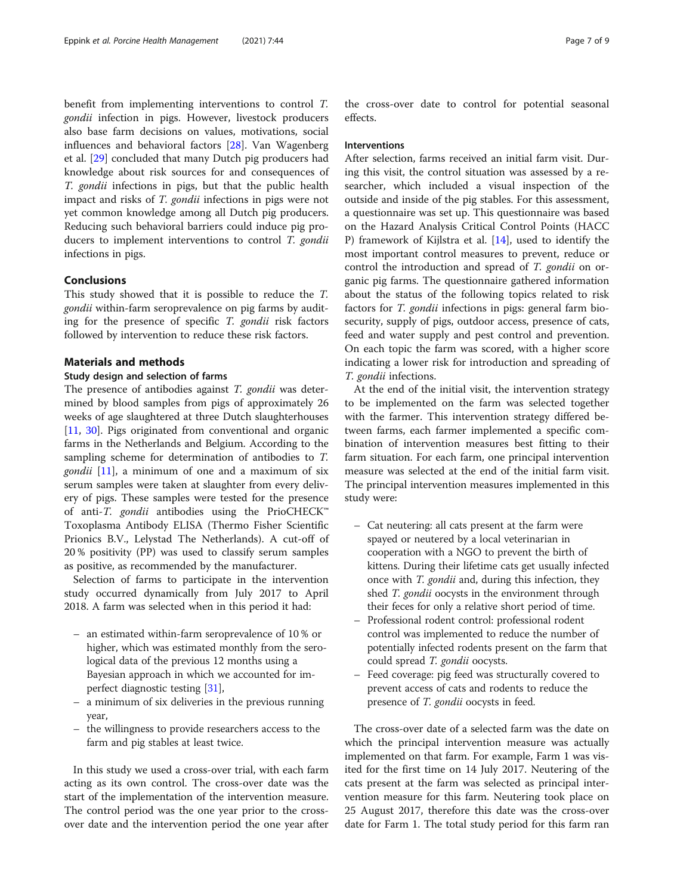benefit from implementing interventions to control *T. gondii* infection in pigs. However, livestock producers also base farm decisions on values, motivations, social influences and behavioral factors [28]. Van Wagenberg et al. [29] concluded that many Dutch pig producers had knowledge about risk sources for and consequences of *T. gondii* infections in pigs, but that the public health impact and risks of *T. gondii* infections in pigs were not yet common knowledge among all Dutch pig producers. Reducing such behavioral barriers could induce pig producers to implement interventions to control *T. gondii* infections in pigs.

## Conclusions

This study showed that it is possible to reduce the *T. gondii* within-farm seroprevalence on pig farms by auditing for the presence of specific *T. gondii* risk factors followed by intervention to reduce these risk factors.

## Materials and methods

### Study design and selection of farms

The presence of antibodies against *T. gondii* was determined by blood samples from pigs of approximately 26 weeks of age slaughtered at three Dutch slaughterhouses [11, 30]. Pigs originated from conventional and organic farms in the Netherlands and Belgium. According to the sampling scheme for determination of antibodies to *T. gondii* [11], a minimum of one and a maximum of six serum samples were taken at slaughter from every delivery of pigs. These samples were tested for the presence of anti-*T. gondii* antibodies using the PrioCHECK™ Toxoplasma Antibody ELISA (Thermo Fisher Scientific Prionics B.V., Lelystad The Netherlands). A cut-off of 20 % positivity (PP) was used to classify serum samples as positive, as recommended by the manufacturer.

Selection of farms to participate in the intervention study occurred dynamically from July 2017 to April 2018. A farm was selected when in this period it had:

- an estimated within-farm seroprevalence of 10 % or higher, which was estimated monthly from the serological data of the previous 12 months using a Bayesian approach in which we accounted for imperfect diagnostic testing [31],
- a minimum of six deliveries in the previous running year,
- the willingness to provide researchers access to the farm and pig stables at least twice.

In this study we used a cross-over trial, with each farm acting as its own control. The cross-over date was the start of the implementation of the intervention measure. The control period was the one year prior to the cross-over date and the intervention period the one year after the cross-over date to control for potential seasonal effects.

### Interventions

After selection, farms received an initial farm visit. During this visit, the control situation was assessed by a researcher, which included a visual inspection of the outside and inside of the pig stables. For this assessment, a questionnaire was set up. This questionnaire was based on the Hazard Analysis Critical Control Points (HACCP) framework of Kijlstra et al. [14], used to identify the most important control measures to prevent, reduce or control the introduction and spread of *T. gondii* on organic pig farms. The questionnaire gathered information about the status of the following topics related to risk factors for *T. gondii* infections in pigs: general farm biosecurity, supply of pigs, outdoor access, presence of cats, feed and water supply and pest control and prevention. On each topic the farm was scored, with a higher score indicating a lower risk for introduction and spreading of *T. gondii* infections.

At the end of the initial visit, the intervention strategy to be implemented on the farm was selected together with the farmer. This intervention strategy differed between farms, each farmer implemented a specific combination of intervention measures best fitting to their farm situation. For each farm, one principal intervention measure was selected at the end of the initial farm visit. The principal intervention measures implemented in this study were:

- Cat neutering: all cats present at the farm were spayed or neutered by a local veterinarian in cooperation with a NGO to prevent the birth of kittens. During their lifetime cats get usually infected once with *T. gondii* and, during this infection, they shed *T. gondii* oocysts in the environment through their feces for only a relative short period of time.
- Professional rodent control: professional rodent control was implemented to reduce the number of potentially infected rodents present on the farm that could spread *T. gondii* oocysts.
- Feed coverage: pig feed was structurally covered to prevent access of cats and rodents to reduce the presence of *T. gondii* oocysts in feed.

The cross-over date of a selected farm was the date on which the principal intervention measure was actually implemented on that farm. For example, Farm 1 was visited for the first time on 14 July 2017. Neutering of the cats present at the farm was selected as principal intervention measure for this farm. Neutering took place on 25 August 2017, therefore this date was the cross-over date for Farm 1. The total study period for this farm ran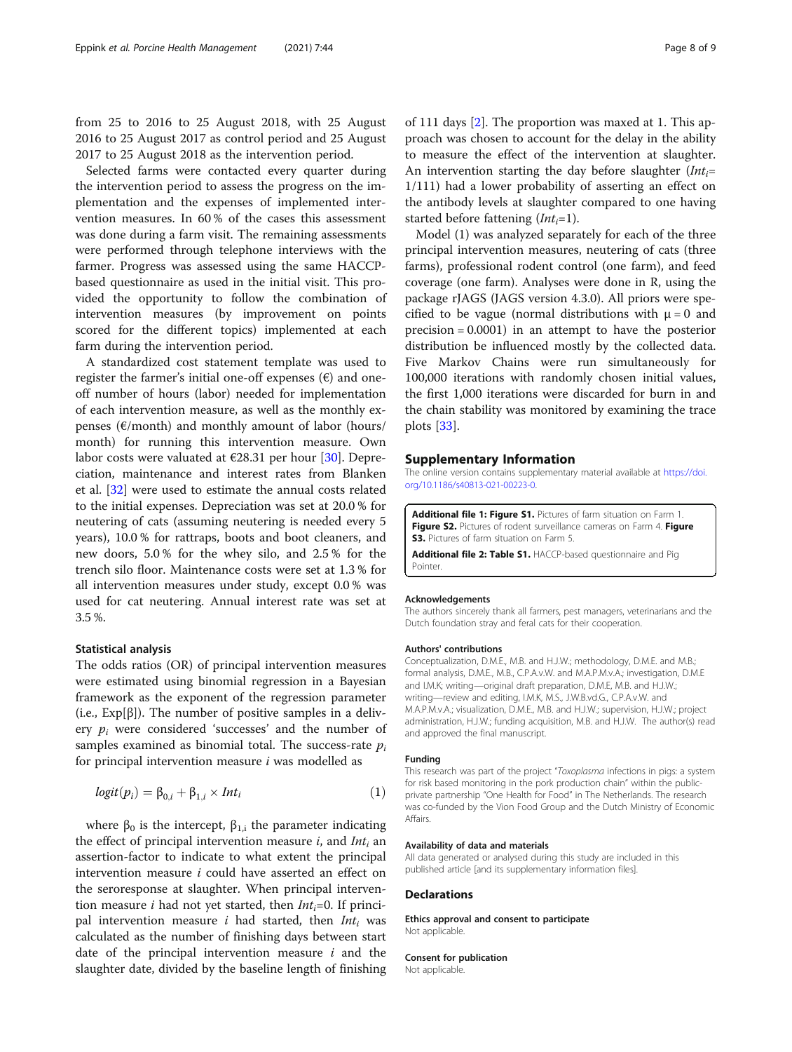from 25 to 2016 to 25 August 2018, with 25 August 2016 to 25 August 2017 as control period and 25 August 2017 to 25 August 2018 as the intervention period.

Selected farms were contacted every quarter during the intervention period to assess the progress on the implementation and the expenses of implemented intervention measures. In 60 % of the cases this assessment was done during a farm visit. The remaining assessments were performed through telephone interviews with the farmer. Progress was assessed using the same HACCP-based questionnaire as used in the initial visit. This provided the opportunity to follow the combination of intervention measures (by improvement on points scored for the different topics) implemented at each farm during the intervention period.

A standardized cost statement template was used to register the farmer's initial one-off expenses (€) and one-off number of hours (labor) needed for implementation of each intervention measure, as well as the monthly expenses (€/month) and monthly amount of labor (hours/month) for running this intervention measure. Own labor costs were valuated at €28.31 per hour [30]. Depreciation, maintenance and interest rates from Blanken et al. [32] were used to estimate the annual costs related to the initial expenses. Depreciation was set at 20.0 % for neutering of cats (assuming neutering is needed every 5 years), 10.0 % for rattraps, boots and boot cleaners, and new doors, 5.0 % for the whey silo, and 2.5 % for the trench silo floor. Maintenance costs were set at 1.3 % for all intervention measures under study, except 0.0 % was used for cat neutering. Annual interest rate was set at 3.5 %.

### Statistical analysis

The odds ratios (OR) of principal intervention measures were estimated using binomial regression in a Bayesian framework as the exponent of the regression parameter (i.e., Exp[β]). The number of positive samples in a delivery $p_i$ were considered 'successes' and the number of samples examined as binomial total. The success-rate $p_i$ for principal intervention measure $i$ was modelled as

$$logit(p_i) = \beta_{0,i} + \beta_{1,i} \times Int_i \tag{1}$$

where $\beta_0$ is the intercept, $\beta_{1,i}$ the parameter indicating the effect of principal intervention measure $i$, and $Int_i$ an assertion-factor to indicate to what extent the principal intervention measure $i$ could have asserted an effect on the seroresponse at slaughter. When principal intervention measure $i$ had not yet started, then $Int_i$=0. If principal intervention measure $i$ had started, then $Int_i$ was calculated as the number of finishing days between start date of the principal intervention measure $i$ and the slaughter date, divided by the baseline length of finishing of 111 days [2]. The proportion was maxed at 1. This approach was chosen to account for the delay in the ability to measure the effect of the intervention at slaughter. An intervention starting the day before slaughter ($Int_i$= 1/111) had a lower probability of asserting an effect on the antibody levels at slaughter compared to one having started before fattening ($Int_i$=1).

Model (1) was analyzed separately for each of the three principal intervention measures, neutering of cats (three farms), professional rodent control (one farm), and feed coverage (one farm). Analyses were done in R, using the package rJAGS (JAGS version 4.3.0). All priors were specified to be vague (normal distributions with $\mu = 0$ and precision = 0.0001) in an attempt to have the posterior distribution be influenced mostly by the collected data. Five Markov Chains were run simultaneously for 100,000 iterations with randomly chosen initial values, the first 1,000 iterations were discarded for burn in and the chain stability was monitored by examining the trace plots [33].

## Supplementary Information

The online version contains supplementary material available at https://doi.org/10.1186/s40813-021-00223-0.

**Additional file 1: Figure S1.** Pictures of farm situation on Farm 1. **Figure S2.** Pictures of rodent surveillance cameras on Farm 4. **Figure S3.** Pictures of farm situation on Farm 5.

**Additional file 2: Table S1.** HACCP-based questionnaire and Pig Pointer.

#### Acknowledgements

The authors sincerely thank all farmers, pest managers, veterinarians and the Dutch foundation stray and feral cats for their cooperation.

#### Authors' contributions

Conceptualization, D.M.E., M.B. and H.J.W.; methodology, D.M.E. and M.B.; formal analysis, D.M.E., M.B., C.P.A.v.W. and M.A.P.M.v.A.; investigation, D.M.E and I.M.K; writing—original draft preparation, D.M.E, M.B. and H.J.W.; writing—review and editing, I.M.K, M.S., J.W.B.vd.G., C.P.A.v.W. and M.A.P.M.v.A.; visualization, D.M.E., M.B. and H.J.W.; supervision, H.J.W.; project administration, H.J.W.; funding acquisition, M.B. and H.J.W. The author(s) read and approved the final manuscript.

#### Funding

This research was part of the project "*Toxoplasma* infections in pigs: a system for risk based monitoring in the pork production chain" within the public-private partnership "One Health for Food" in The Netherlands. The research was co-funded by the Vion Food Group and the Dutch Ministry of Economic Affairs.

#### Availability of data and materials

All data generated or analysed during this study are included in this published article [and its supplementary information files].

## Declarations

#### Ethics approval and consent to participate

Not applicable.

#### Consent for publication

Not applicable.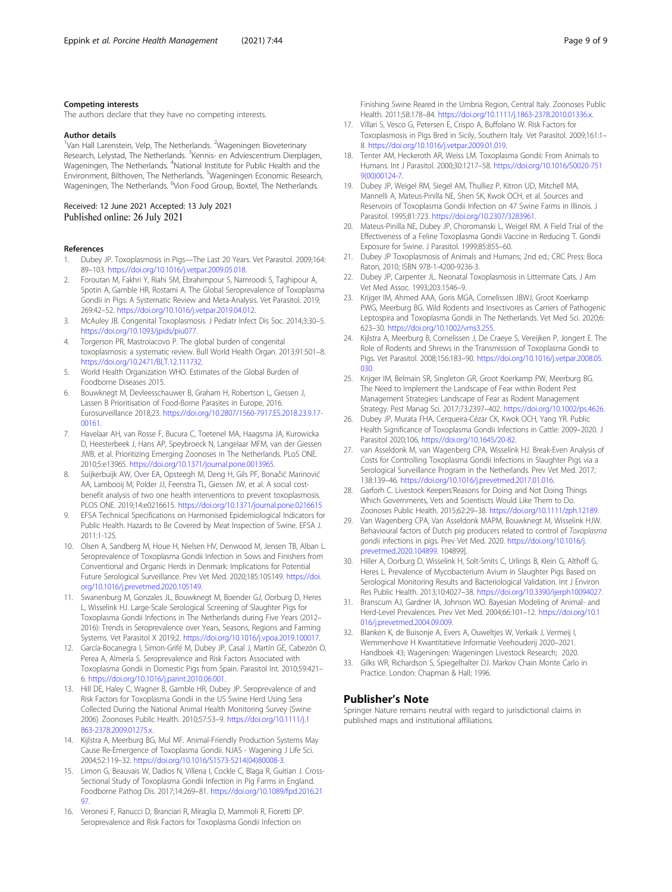#### Competing interests

The authors declare that they have no competing interests.

#### Author details

[1]Van Hall Larenstein, Velp, The Netherlands. [2]Wageningen Bioveterinary Research, Lelystad, The Netherlands. [3]Kennis- en Adviescentrum Dierplagen, Wageningen, The Netherlands. [4]National Institute for Public Health and the Environment, Bilthoven, The Netherlands. [5]Wageningen Economic Research, Wageningen, The Netherlands. [6]Vion Food Group, Boxtel, The Netherlands.

Received: 12 June 2021 Accepted: 13 July 2021
Published online: 26 July 2021

#### References

1. Dubey JP. Toxoplasmosis in Pigs—The Last 20 Years. Vet Parasitol. 2009;164:89–103. https://doi.org/10.1016/j.vetpar.2009.05.018.
2. Foroutan M, Fakhri Y, Riahi SM, Ebrahimpour S, Namroodi S, Taghipour A, Spotin A, Gamble HR, Rostami A. The Global Seroprevalence of Toxoplasma Gondii in Pigs: A Systematic Review and Meta-Analysis. Vet Parasitol. 2019;269:42–52. https://doi.org/10.1016/j.vetpar.2019.04.012.
3. McAuley JB. Congenital Toxoplasmosis. J Pediatr Infect Dis Soc. 2014;3:30–5. https://doi.org/10.1093/jpids/piu077.
4. Torgerson PR, Mastroiacovo P. The global burden of congenital toxoplasmosis: a systematic review. Bull World Health Organ. 2013;91:501–8. https://doi.org/10.2471/BLT.12.111732.
5. World Health Organization WHO. Estimates of the Global Burden of Foodborne Diseases 2015.
6. Bouwknegt M, Devleesschauwer B, Graham H, Robertson L, Giessen J, Lassen B Prioritisation of Food-Borne Parasites in Europe, 2016. Eurosurveillance 2018;23. https://doi.org/10.2807/1560-7917.ES.2018.23.9.17-00161.
7. Havelaar AH, van Rosse F, Bucura C, Toetenel MA, Haagsma JA, Kurowicka D, Heesterbeek J, Hans AP, Speybroeck N, Langelaar MFM, van der Giessen JWB, et al. Prioritizing Emerging Zoonoses in The Netherlands. PLoS ONE. 2010;5:e13965. https://doi.org/10.1371/journal.pone.0013965.
8. Suijkerbuijk AW, Over EA, Opsteegh M, Deng H, Gils PF, Bonačić Marinović AA, Lambooij M, Polder JJ, Feenstra TL, Giessen JW, et al. A social cost-benefit analysis of two one health interventions to prevent toxoplasmosis. PLOS ONE. 2019;14:e0216615. https://doi.org/10.1371/journal.pone.0216615
9. EFSA Technical Specifications on Harmonised Epidemiological Indicators for Public Health. Hazards to Be Covered by Meat Inspection of Swine. EFSA J. 2011:1-125.
10. Olsen A, Sandberg M, Houe H, Nielsen HV, Denwood M, Jensen TB, Alban L. Seroprevalence of Toxoplasma Gondii Infection in Sows and Finishers from Conventional and Organic Herds in Denmark: Implications for Potential Future Serological Surveillance. Prev Vet Med. 2020;185:105149. https://doi.org/10.1016/j.prevetmed.2020.105149.
11. Swanenburg M, Gonzales JL, Bouwknegt M, Boender GJ, Oorburg D, Heres L, Wisselink HJ. Large-Scale Serological Screening of Slaughter Pigs for Toxoplasma Gondii Infections in The Netherlands during Five Years (2012–2016): Trends in Seroprevalence over Years, Seasons, Regions and Farming Systems. Vet Parasitol X 2019;2. https://doi.org/10.1016/j.vpoa.2019.100017.
12. García-Bocanegra I, Simon-Grifé M, Dubey JP, Casal J, Martín GE, Cabezón O, Perea A, Almería S. Seroprevalence and Risk Factors Associated with Toxoplasma Gondii in Domestic Pigs from Spain. Parasitol Int. 2010;59:421–6. https://doi.org/10.1016/j.parint.2010.06.001.
13. Hill DE, Haley C, Wagner B, Gamble HR, Dubey JP. Seroprevalence of and Risk Factors for Toxoplasma Gondii in the US Swine Herd Using Sera Collected During the National Animal Health Monitoring Survey (Swine 2006). Zoonoses Public Health. 2010;57:53–9. https://doi.org/10.1111/j.1863-2378.2009.01275.x.
14. Kijlstra A, Meerburg BG, Mul MF. Animal-Friendly Production Systems May Cause Re-Emergence of Toxoplasma Gondii. NJAS - Wagening J Life Sci. 2004;52:119–32. https://doi.org/10.1016/S1573-5214(04)80008-3.
15. Limon G, Beauvais W, Dadios N, Villena I, Cockle C, Blaga R, Guitian J. Cross-Sectional Study of Toxoplasma Gondii Infection in Pig Farms in England. Foodborne Pathog Dis. 2017;14:269–81. https://doi.org/10.1089/fpd.2016.2197.
16. Veronesi F, Ranucci D, Branciari R, Miraglia D, Mammoli R, Fioretti DP. Seroprevalence and Risk Factors for Toxoplasma Gondii Infection on Finishing Swine Reared in the Umbria Region, Central Italy. Zoonoses Public Health. 2011;58:178–84. https://doi.org/10.1111/j.1863-2378.2010.01336.x.
17. Villari S, Vesco G, Petersen E, Crispo A, Buffolano W. Risk Factors for Toxoplasmosis in Pigs Bred in Sicily, Southern Italy. Vet Parasitol. 2009;161:1–8. https://doi.org/10.1016/j.vetpar.2009.01.019.
18. Tenter AM, Heckeroth AR, Weiss LM. Toxoplasma Gondii: From Animals to Humans. Int J Parasitol. 2000;30:1217–58. https://doi.org/10.1016/S0020-7519(00)00124-7.
19. Dubey JP, Weigel RM, Siegel AM, Thulliez P, Kitron UD, Mitchell MA, Mannelli A, Mateus-Pinilla NE, Shen SK, Kwok OCH, et al. Sources and Reservoirs of Toxoplasma Gondii Infection on 47 Swine Farms in Illinois. J Parasitol. 1995;81:723. https://doi.org/10.2307/3283961.
20. Mateus-Pinilla NE, Dubey JP, Choromanski L, Weigel RM. A Field Trial of the Effectiveness of a Feline Toxoplasma Gondii Vaccine in Reducing T. Gondii Exposure for Swine. J Parasitol. 1999;85:855–60.
21. Dubey JP Toxoplasmosis of Animals and Humans; 2nd ed.; CRC Press: Boca Raton, 2010; ISBN 978-1-4200-9236-3.
22. Dubey JP, Carpenter JL. Neonatal Toxoplasmosis in Littermate Cats. J Am Vet Med Assoc. 1993;203:1546–9.
23. Krijger IM, Ahmed AAA, Goris MGA, Cornelissen JBWJ, Groot Koerkamp PWG, Meerburg BG. Wild Rodents and Insectivores as Carriers of Pathogenic Leptospira and Toxoplasma Gondii in The Netherlands. Vet Med Sci. 2020;6:623–30. https://doi.org/10.1002/vms3.255.
24. Kijlstra A, Meerburg B, Cornelissen J, De Craeye S, Vereijken P, Jongert E. The Role of Rodents and Shrews in the Transmission of Toxoplasma Gondii to Pigs. Vet Parasitol. 2008;156:183–90. https://doi.org/10.1016/j.vetpar.2008.05.030.
25. Krijger IM, Belmain SR, Singleton GR, Groot Koerkamp PW, Meerburg BG. The Need to Implement the Landscape of Fear within Rodent Pest Management Strategies: Landscape of Fear as Rodent Management Strategy. Pest Manag Sci. 2017;73:2397–402. https://doi.org/10.1002/ps.4626.
26. Dubey JP, Murata FHA, Cerqueira-Cézar CK, Kwok OCH, Yang YR. Public Health Significance of Toxoplasma Gondii Infections in Cattle: 2009–2020. J Parasitol 2020;106, https://doi.org/10.1645/20-82.
27. van Asseldonk M, van Wagenberg CPA, Wisselink HJ. Break-Even Analysis of Costs for Controlling Toxoplasma Gondii Infections in Slaughter Pigs via a Serological Surveillance Program in the Netherlands. Prev Vet Med. 2017;138:139–46. https://doi.org/10.1016/j.prevetmed.2017.01.016.
28. Garforh C. Livestock Keepers'Reasons for Doing and Not Doing Things Which Governments, Vets and Scientiscts Would Like Them to Do. Zoonoses Public Health. 2015;62:29–38. https://doi.org/10.1111/zph.12189.
29. Van Wagenberg CPA, Van Asseldonk MAPM, Bouwknegt M, Wisselink HJW. Behavioural factors of Dutch pig producers related to control of *Toxoplasma gondii* infections in pigs. Prev Vet Med. 2020. https://doi.org/10.1016/j.prevetmed.2020.104899. 104899].
30. Hiller A, Oorburg D, Wisselink H, Solt-Smits C, Urlings B, Klein G, Althoff G, Heres L. Prevalence of Mycobacterium Avium in Slaughter Pigs Based on Serological Monitoring Results and Bacteriological Validation. Int J Environ Res Public Health. 2013;10:4027–38. https://doi.org/10.3390/ijerph10094027.
31. Branscum AJ, Gardner IA, Johnson WO. Bayesian Modeling of Animal- and Herd-Level Prevalences. Prev Vet Med. 2004;66:101–12. https://doi.org/10.1016/j.prevetmed.2004.09.009.
32. Blanken K, de Buisonje A, Evers A, Ouweltjes W, Verkaik J, Vermeij I, Wemmenhove H Kwantitatieve Informatie Veehouderij 2020–2021. Handboek 43; Wageningen: Wageningen Livestock Research; 2020.
33. Gilks WR, Richardson S, Spiegelhalter DJ. Markov Chain Monte Carlo in Practice. London: Chapman & Hall; 1996.

## Publisher's Note

Springer Nature remains neutral with regard to jurisdictional claims in published maps and institutional affiliations.